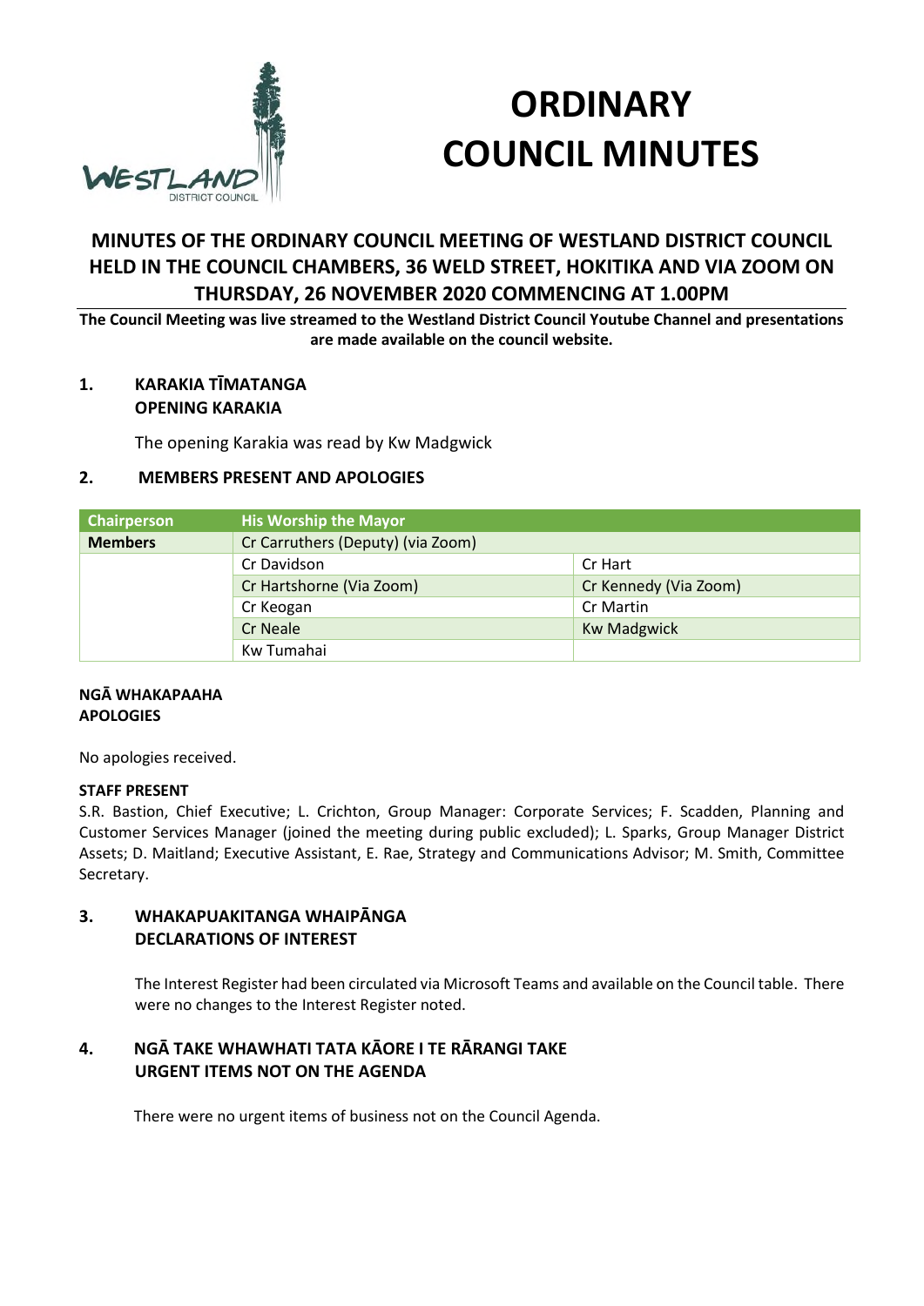# ORDINARY COUNCIL MINUTES

## MINUTES OF THE ORDINARY COUNCIL MEETING OF WESTLAND DISTRICT COUNCIL HELD IN THE COUNCIL CHAMBERS, 36 WELD STREET, HOKITIKA AND VIA ZOOM ON THURSDAY, 26 NOVEMBER 2020 COMMENCING AT 1.00PM

**The Council Meeting was live streamed to the Westland District Council Youtube Channel and presentations are made available on the council website.**

### 1. KARAKIA TĪMATANGA OPENING KARAKIA

The opening Karakia was read by Kw Madgwick

### 2. MEMBERS PRESENT AND APOLOGIES

| Chairperson | His Worship the Mayor | |
|---|---|---|
| **Members** | Cr Carruthers (Deputy) (via Zoom) | |
| | Cr Davidson | Cr Hart |
| | Cr Hartshorne (Via Zoom) | Cr Kennedy (Via Zoom) |
| | Cr Keogan | Cr Martin |
| | Cr Neale | Kw Madgwick |
| | Kw Tumahai | |

**NGĀ WHAKAPAAHA**
**APOLOGIES**

No apologies received.

**STAFF PRESENT**

S.R. Bastion, Chief Executive; L. Crichton, Group Manager: Corporate Services; F. Scadden, Planning and Customer Services Manager (joined the meeting during public excluded); L. Sparks, Group Manager District Assets; D. Maitland; Executive Assistant, E. Rae, Strategy and Communications Advisor; M. Smith, Committee Secretary.

### 3. WHAKAPUAKITANGA WHAIPĀNGA DECLARATIONS OF INTEREST

The Interest Register had been circulated via Microsoft Teams and available on the Council table. There were no changes to the Interest Register noted.

### 4. NGĀ TAKE WHAWHATI TATA KĀORE I TE RĀRANGI TAKE URGENT ITEMS NOT ON THE AGENDA

There were no urgent items of business not on the Council Agenda.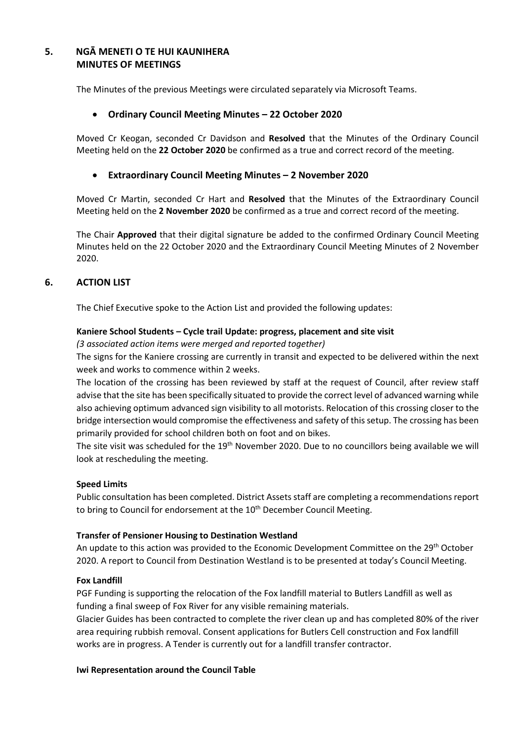## 5. NGĀ MENETI O TE HUI KAUNIHERA MINUTES OF MEETINGS

The Minutes of the previous Meetings were circulated separately via Microsoft Teams.

- **Ordinary Council Meeting Minutes – 22 October 2020**

Moved Cr Keogan, seconded Cr Davidson and **Resolved** that the Minutes of the Ordinary Council Meeting held on the **22 October 2020** be confirmed as a true and correct record of the meeting.

- **Extraordinary Council Meeting Minutes – 2 November 2020**

Moved Cr Martin, seconded Cr Hart and **Resolved** that the Minutes of the Extraordinary Council Meeting held on the **2 November 2020** be confirmed as a true and correct record of the meeting.

The Chair **Approved** that their digital signature be added to the confirmed Ordinary Council Meeting Minutes held on the 22 October 2020 and the Extraordinary Council Meeting Minutes of 2 November 2020.

## 6. ACTION LIST

The Chief Executive spoke to the Action List and provided the following updates:

**Kaniere School Students – Cycle trail Update: progress, placement and site visit**

*(3 associated action items were merged and reported together)*

The signs for the Kaniere crossing are currently in transit and expected to be delivered within the next week and works to commence within 2 weeks.

The location of the crossing has been reviewed by staff at the request of Council, after review staff advise that the site has been specifically situated to provide the correct level of advanced warning while also achieving optimum advanced sign visibility to all motorists. Relocation of this crossing closer to the bridge intersection would compromise the effectiveness and safety of this setup. The crossing has been primarily provided for school children both on foot and on bikes.

The site visit was scheduled for the 19th November 2020. Due to no councillors being available we will look at rescheduling the meeting.

**Speed Limits**

Public consultation has been completed. District Assets staff are completing a recommendations report to bring to Council for endorsement at the 10th December Council Meeting.

**Transfer of Pensioner Housing to Destination Westland**

An update to this action was provided to the Economic Development Committee on the 29th October 2020. A report to Council from Destination Westland is to be presented at today's Council Meeting.

**Fox Landfill**

PGF Funding is supporting the relocation of the Fox landfill material to Butlers Landfill as well as funding a final sweep of Fox River for any visible remaining materials.

Glacier Guides has been contracted to complete the river clean up and has completed 80% of the river area requiring rubbish removal. Consent applications for Butlers Cell construction and Fox landfill works are in progress. A Tender is currently out for a landfill transfer contractor.

**Iwi Representation around the Council Table**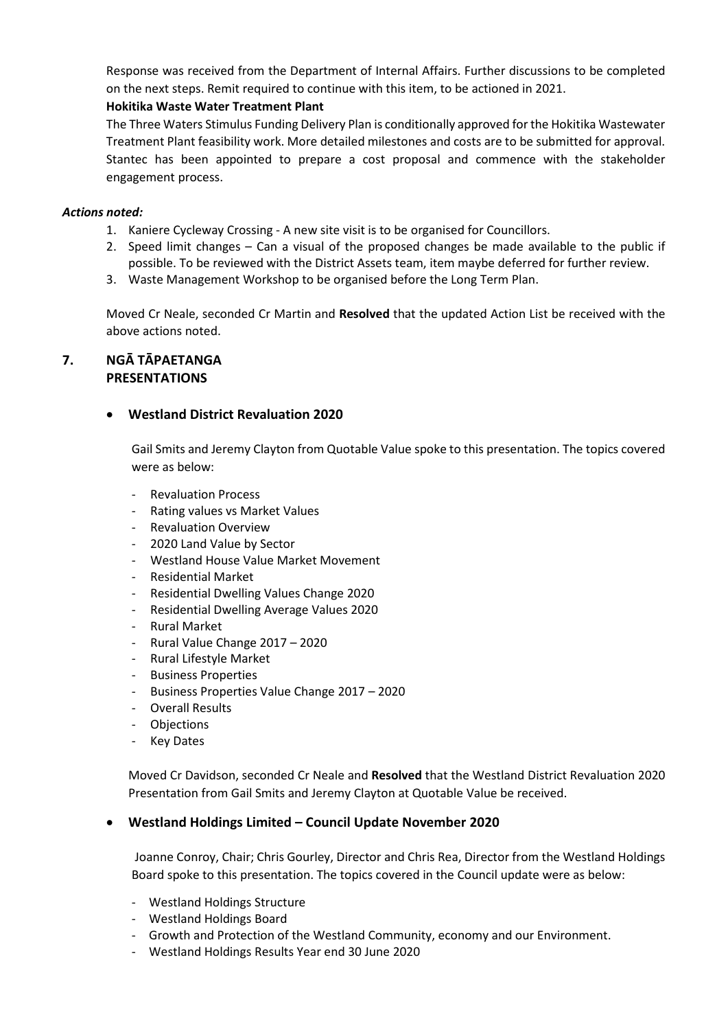Response was received from the Department of Internal Affairs. Further discussions to be completed on the next steps. Remit required to continue with this item, to be actioned in 2021.

**Hokitika Waste Water Treatment Plant**

The Three Waters Stimulus Funding Delivery Plan is conditionally approved for the Hokitika Wastewater Treatment Plant feasibility work. More detailed milestones and costs are to be submitted for approval. Stantec has been appointed to prepare a cost proposal and commence with the stakeholder engagement process.

***Actions noted:***

1. Kaniere Cycleway Crossing - A new site visit is to be organised for Councillors.
2. Speed limit changes – Can a visual of the proposed changes be made available to the public if possible. To be reviewed with the District Assets team, item maybe deferred for further review.
3. Waste Management Workshop to be organised before the Long Term Plan.

Moved Cr Neale, seconded Cr Martin and **Resolved** that the updated Action List be received with the above actions noted.

## 7. NGĀ TĀPAETANGA PRESENTATIONS

- **Westland District Revaluation 2020**

Gail Smits and Jeremy Clayton from Quotable Value spoke to this presentation. The topics covered were as below:

- Revaluation Process
- Rating values vs Market Values
- Revaluation Overview
- 2020 Land Value by Sector
- Westland House Value Market Movement
- Residential Market
- Residential Dwelling Values Change 2020
- Residential Dwelling Average Values 2020
- Rural Market
- Rural Value Change 2017 – 2020
- Rural Lifestyle Market
- Business Properties
- Business Properties Value Change 2017 – 2020
- Overall Results
- Objections
- Key Dates

Moved Cr Davidson, seconded Cr Neale and **Resolved** that the Westland District Revaluation 2020 Presentation from Gail Smits and Jeremy Clayton at Quotable Value be received.

- **Westland Holdings Limited – Council Update November 2020**

Joanne Conroy, Chair; Chris Gourley, Director and Chris Rea, Director from the Westland Holdings Board spoke to this presentation. The topics covered in the Council update were as below:

- Westland Holdings Structure
- Westland Holdings Board
- Growth and Protection of the Westland Community, economy and our Environment.
- Westland Holdings Results Year end 30 June 2020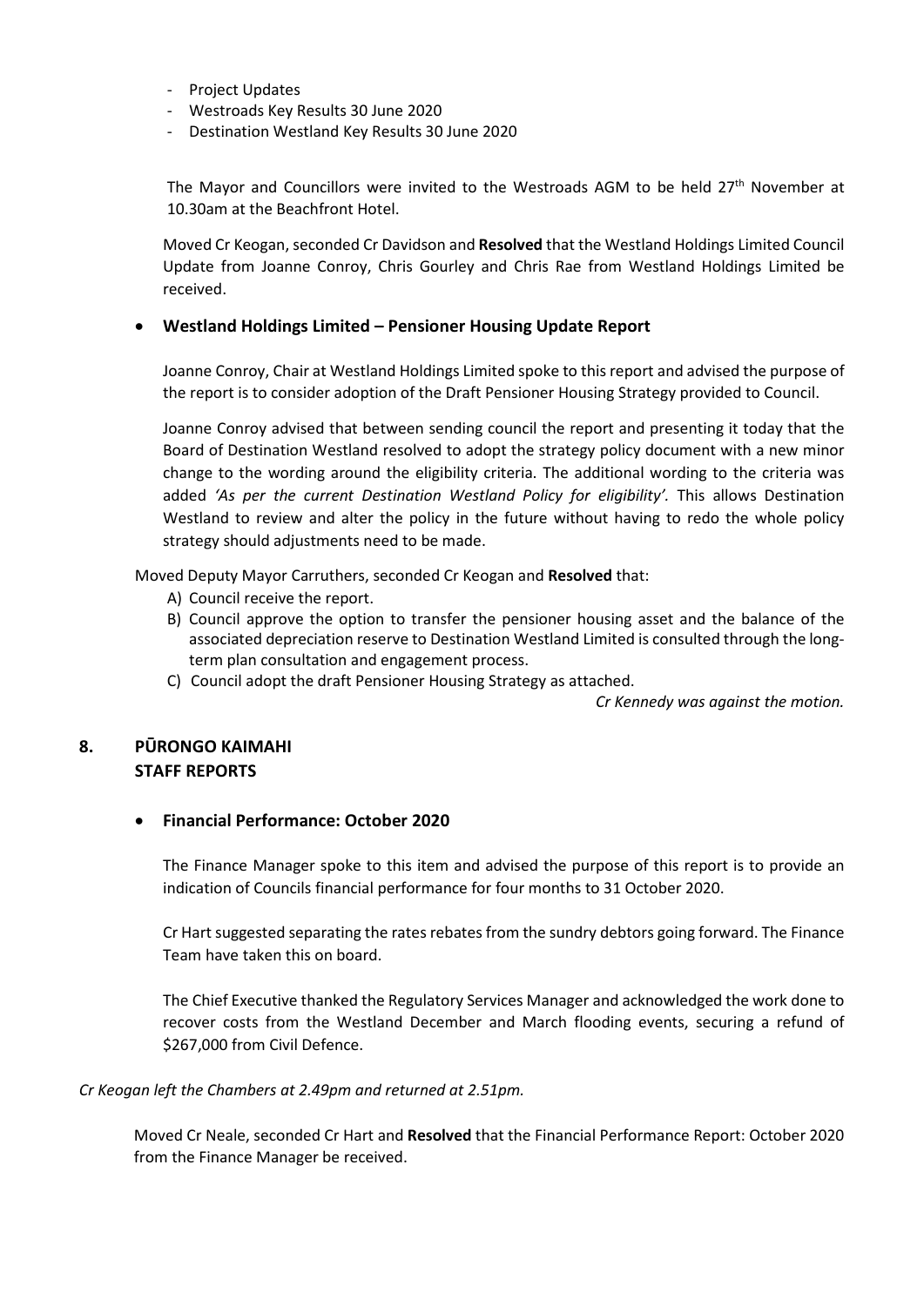- Project Updates
- Westroads Key Results 30 June 2020
- Destination Westland Key Results 30 June 2020

The Mayor and Councillors were invited to the Westroads AGM to be held 27th November at 10.30am at the Beachfront Hotel.

Moved Cr Keogan, seconded Cr Davidson and **Resolved** that the Westland Holdings Limited Council Update from Joanne Conroy, Chris Gourley and Chris Rae from Westland Holdings Limited be received.

- **Westland Holdings Limited – Pensioner Housing Update Report**

Joanne Conroy, Chair at Westland Holdings Limited spoke to this report and advised the purpose of the report is to consider adoption of the Draft Pensioner Housing Strategy provided to Council.

Joanne Conroy advised that between sending council the report and presenting it today that the Board of Destination Westland resolved to adopt the strategy policy document with a new minor change to the wording around the eligibility criteria. The additional wording to the criteria was added *'As per the current Destination Westland Policy for eligibility'.* This allows Destination Westland to review and alter the policy in the future without having to redo the whole policy strategy should adjustments need to be made.

Moved Deputy Mayor Carruthers, seconded Cr Keogan and **Resolved** that:

A) Council receive the report.
B) Council approve the option to transfer the pensioner housing asset and the balance of the associated depreciation reserve to Destination Westland Limited is consulted through the long-term plan consultation and engagement process.
C) Council adopt the draft Pensioner Housing Strategy as attached.

*Cr Kennedy was against the motion.*

## 8. PŪRONGO KAIMAHI STAFF REPORTS

- **Financial Performance: October 2020**

The Finance Manager spoke to this item and advised the purpose of this report is to provide an indication of Councils financial performance for four months to 31 October 2020.

Cr Hart suggested separating the rates rebates from the sundry debtors going forward. The Finance Team have taken this on board.

The Chief Executive thanked the Regulatory Services Manager and acknowledged the work done to recover costs from the Westland December and March flooding events, securing a refund of \$267,000 from Civil Defence.

*Cr Keogan left the Chambers at 2.49pm and returned at 2.51pm.*

Moved Cr Neale, seconded Cr Hart and **Resolved** that the Financial Performance Report: October 2020 from the Finance Manager be received.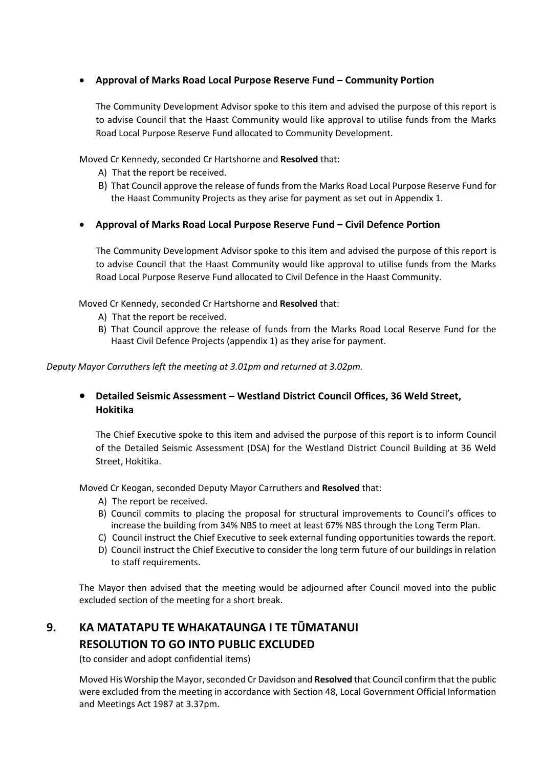- **Approval of Marks Road Local Purpose Reserve Fund – Community Portion**

  The Community Development Advisor spoke to this item and advised the purpose of this report is to advise Council that the Haast Community would like approval to utilise funds from the Marks Road Local Purpose Reserve Fund allocated to Community Development.

Moved Cr Kennedy, seconded Cr Hartshorne and **Resolved** that:

A) That the report be received.
B) That Council approve the release of funds from the Marks Road Local Purpose Reserve Fund for the Haast Community Projects as they arise for payment as set out in Appendix 1.

- **Approval of Marks Road Local Purpose Reserve Fund – Civil Defence Portion**

  The Community Development Advisor spoke to this item and advised the purpose of this report is to advise Council that the Haast Community would like approval to utilise funds from the Marks Road Local Purpose Reserve Fund allocated to Civil Defence in the Haast Community.

Moved Cr Kennedy, seconded Cr Hartshorne and **Resolved** that:

A) That the report be received.
B) That Council approve the release of funds from the Marks Road Local Reserve Fund for the Haast Civil Defence Projects (appendix 1) as they arise for payment.

*Deputy Mayor Carruthers left the meeting at 3.01pm and returned at 3.02pm.*

- **Detailed Seismic Assessment – Westland District Council Offices, 36 Weld Street, Hokitika**

  The Chief Executive spoke to this item and advised the purpose of this report is to inform Council of the Detailed Seismic Assessment (DSA) for the Westland District Council Building at 36 Weld Street, Hokitika.

Moved Cr Keogan, seconded Deputy Mayor Carruthers and **Resolved** that:

A) The report be received.
B) Council commits to placing the proposal for structural improvements to Council's offices to increase the building from 34% NBS to meet at least 67% NBS through the Long Term Plan.
C) Council instruct the Chief Executive to seek external funding opportunities towards the report.
D) Council instruct the Chief Executive to consider the long term future of our buildings in relation to staff requirements.

The Mayor then advised that the meeting would be adjourned after Council moved into the public excluded section of the meeting for a short break.

## 9. KA MATATAPU TE WHAKATAUNGA I TE TŪMATANUI RESOLUTION TO GO INTO PUBLIC EXCLUDED

(to consider and adopt confidential items)

Moved His Worship the Mayor, seconded Cr Davidson and **Resolved** that Council confirm that the public were excluded from the meeting in accordance with Section 48, Local Government Official Information and Meetings Act 1987 at 3.37pm.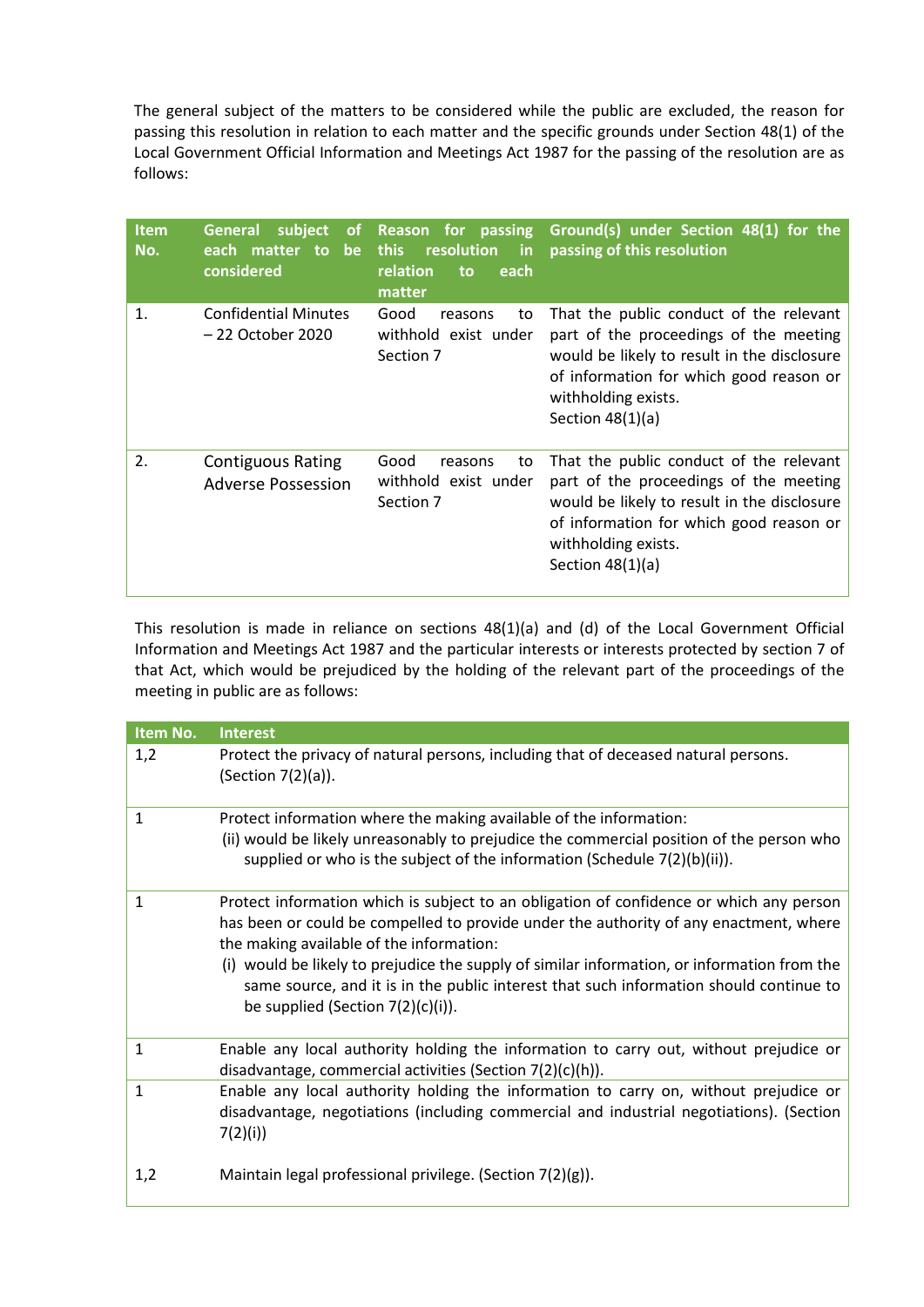The general subject of the matters to be considered while the public are excluded, the reason for passing this resolution in relation to each matter and the specific grounds under Section 48(1) of the Local Government Official Information and Meetings Act 1987 for the passing of the resolution are as follows:

| Item No. | General subject of each matter to be considered | Reason for passing this resolution in relation to each matter | Ground(s) under Section 48(1) for the passing of this resolution |
|---|---|---|---|
| 1. | Confidential Minutes – 22 October 2020 | Good reasons to withhold exist under Section 7 | That the public conduct of the relevant part of the proceedings of the meeting would be likely to result in the disclosure of information for which good reason or withholding exists.<br>Section 48(1)(a) |
| 2. | Contiguous Rating Adverse Possession | Good reasons to withhold exist under Section 7 | That the public conduct of the relevant part of the proceedings of the meeting would be likely to result in the disclosure of information for which good reason or withholding exists.<br>Section 48(1)(a) |

This resolution is made in reliance on sections 48(1)(a) and (d) of the Local Government Official Information and Meetings Act 1987 and the particular interests or interests protected by section 7 of that Act, which would be prejudiced by the holding of the relevant part of the proceedings of the meeting in public are as follows:

| Item No. | Interest |
|---|---|
| 1,2 | Protect the privacy of natural persons, including that of deceased natural persons. (Section 7(2)(a)). |
| 1 | Protect information where the making available of the information:<br>(ii) would be likely unreasonably to prejudice the commercial position of the person who supplied or who is the subject of the information (Schedule 7(2)(b)(ii)). |
| 1 | Protect information which is subject to an obligation of confidence or which any person has been or could be compelled to provide under the authority of any enactment, where the making available of the information:<br>(i) would be likely to prejudice the supply of similar information, or information from the same source, and it is in the public interest that such information should continue to be supplied (Section 7(2)(c)(i)). |
| 1 | Enable any local authority holding the information to carry out, without prejudice or disadvantage, commercial activities (Section 7(2)(c)(h)). |
| 1 | Enable any local authority holding the information to carry on, without prejudice or disadvantage, negotiations (including commercial and industrial negotiations). (Section 7(2)(i)) |
| 1,2 | Maintain legal professional privilege. (Section 7(2)(g)). |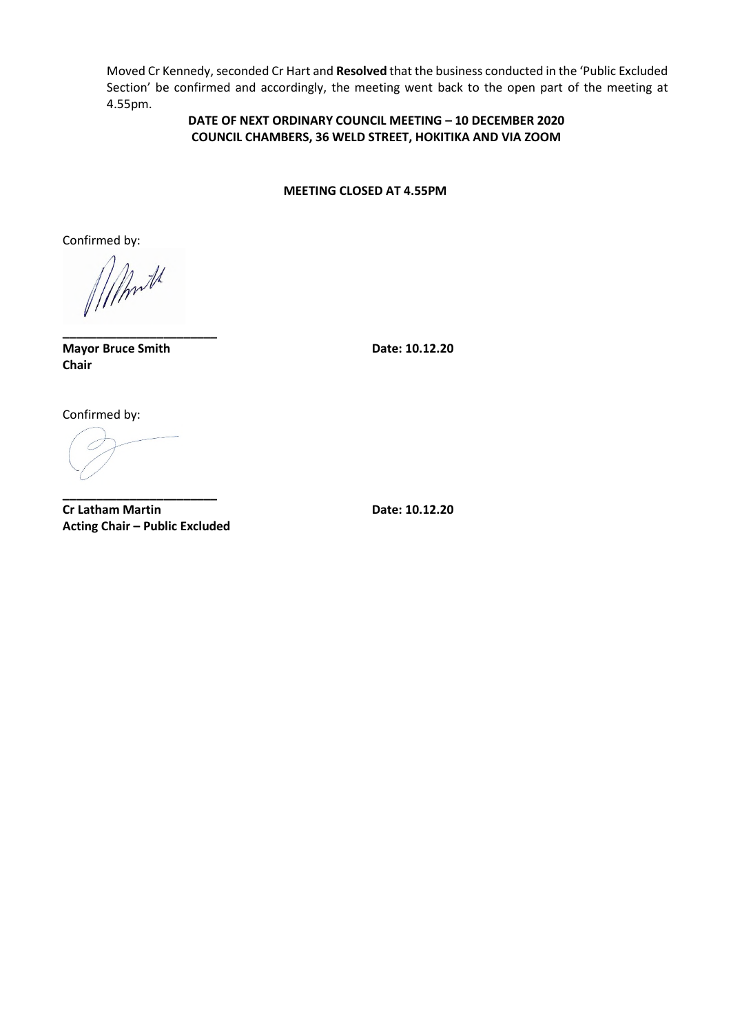Moved Cr Kennedy, seconded Cr Hart and **Resolved** that the business conducted in the 'Public Excluded Section' be confirmed and accordingly, the meeting went back to the open part of the meeting at 4.55pm.

**DATE OF NEXT ORDINARY COUNCIL MEETING – 10 DECEMBER 2020**
**COUNCIL CHAMBERS, 36 WELD STREET, HOKITIKA AND VIA ZOOM**

**MEETING CLOSED AT 4.55PM**

Confirmed by:

**Mayor Bruce Smith**
**Chair**

**Date: 10.12.20**

Confirmed by:

**Cr Latham Martin**
**Acting Chair – Public Excluded**

**Date: 10.12.20**